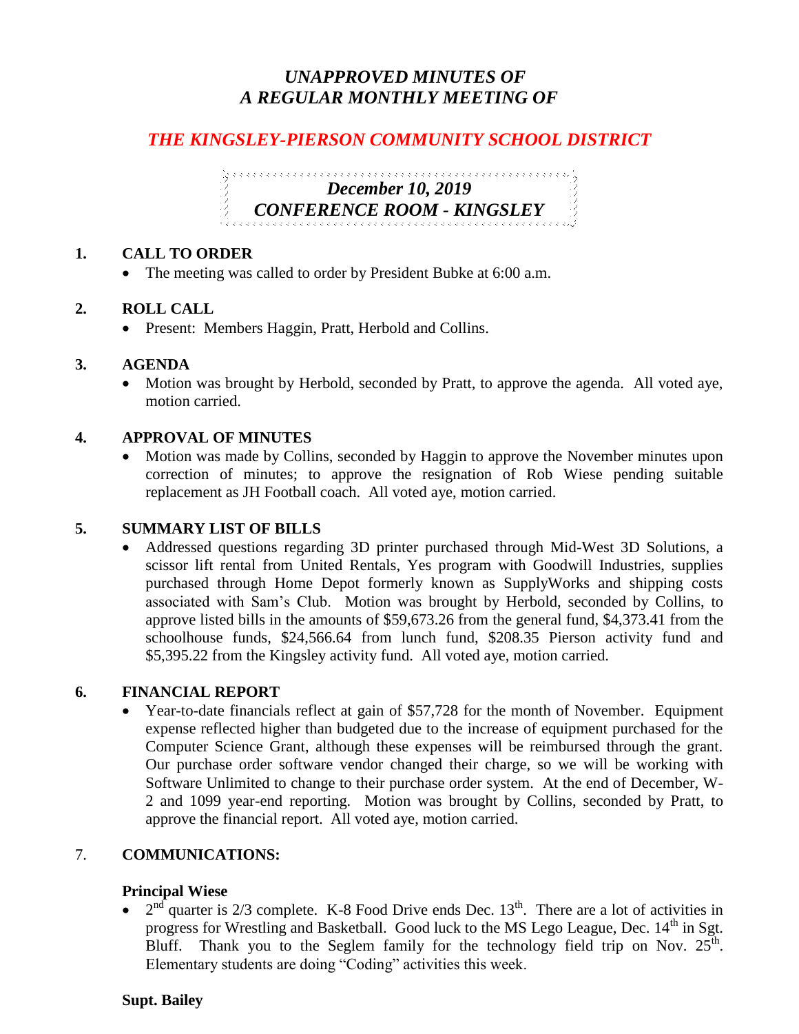# *UNAPPROVED MINUTES OF*
# *A REGULAR MONTHLY MEETING OF*

## *THE KINGSLEY-PIERSON COMMUNITY SCHOOL DISTRICT*

### *December 10, 2019*
### *CONFERENCE ROOM - KINGSLEY*

**1. CALL TO ORDER**

- The meeting was called to order by President Bubke at 6:00 a.m.

**2. ROLL CALL**

- Present: Members Haggin, Pratt, Herbold and Collins.

**3. AGENDA**

- Motion was brought by Herbold, seconded by Pratt, to approve the agenda. All voted aye, motion carried.

**4. APPROVAL OF MINUTES**

- Motion was made by Collins, seconded by Haggin to approve the November minutes upon correction of minutes; to approve the resignation of Rob Wiese pending suitable replacement as JH Football coach. All voted aye, motion carried.

**5. SUMMARY LIST OF BILLS**

- Addressed questions regarding 3D printer purchased through Mid-West 3D Solutions, a scissor lift rental from United Rentals, Yes program with Goodwill Industries, supplies purchased through Home Depot formerly known as SupplyWorks and shipping costs associated with Sam's Club. Motion was brought by Herbold, seconded by Collins, to approve listed bills in the amounts of $59,673.26 from the general fund, $4,373.41 from the schoolhouse funds, $24,566.64 from lunch fund, $208.35 Pierson activity fund and $5,395.22 from the Kingsley activity fund. All voted aye, motion carried.

**6. FINANCIAL REPORT**

- Year-to-date financials reflect at gain of $57,728 for the month of November. Equipment expense reflected higher than budgeted due to the increase of equipment purchased for the Computer Science Grant, although these expenses will be reimbursed through the grant. Our purchase order software vendor changed their charge, so we will be working with Software Unlimited to change to their purchase order system. At the end of December, W-2 and 1099 year-end reporting. Motion was brought by Collins, seconded by Pratt, to approve the financial report. All voted aye, motion carried.

7. **COMMUNICATIONS:**

**Principal Wiese**

- 2nd quarter is 2/3 complete. K-8 Food Drive ends Dec. 13th. There are a lot of activities in progress for Wrestling and Basketball. Good luck to the MS Lego League, Dec. 14th in Sgt. Bluff. Thank you to the Seglem family for the technology field trip on Nov. 25th. Elementary students are doing "Coding" activities this week.

**Supt. Bailey**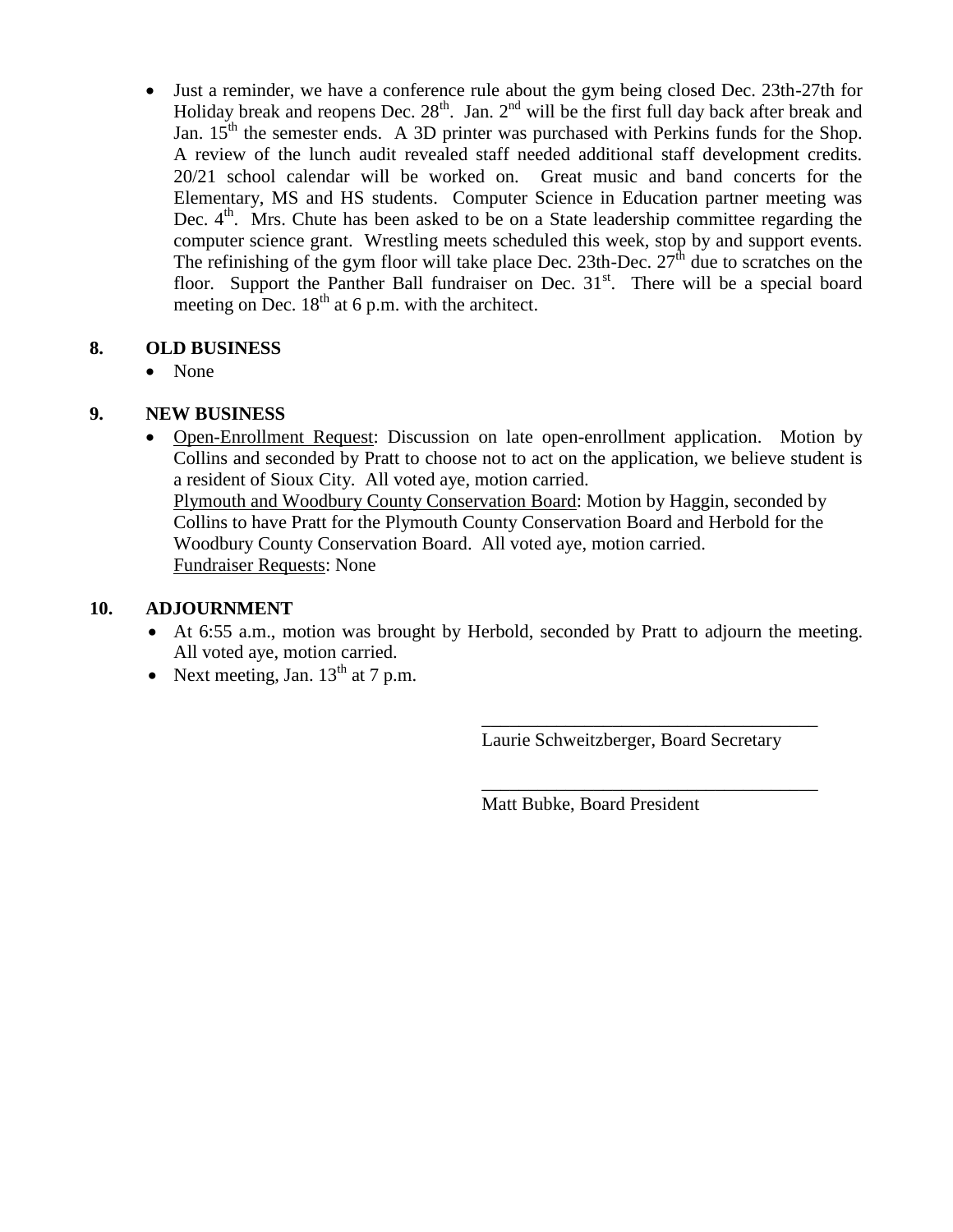- Just a reminder, we have a conference rule about the gym being closed Dec. 23th-27th for Holiday break and reopens Dec. 28th. Jan. 2nd will be the first full day back after break and Jan. 15th the semester ends. A 3D printer was purchased with Perkins funds for the Shop. A review of the lunch audit revealed staff needed additional staff development credits. 20/21 school calendar will be worked on. Great music and band concerts for the Elementary, MS and HS students. Computer Science in Education partner meeting was Dec. 4th. Mrs. Chute has been asked to be on a State leadership committee regarding the computer science grant. Wrestling meets scheduled this week, stop by and support events. The refinishing of the gym floor will take place Dec. 23th-Dec. 27th due to scratches on the floor. Support the Panther Ball fundraiser on Dec. 31st. There will be a special board meeting on Dec. 18th at 6 p.m. with the architect.

**8. OLD BUSINESS**

- None

**9. NEW BUSINESS**

- Open-Enrollment Request: Discussion on late open-enrollment application. Motion by Collins and seconded by Pratt to choose not to act on the application, we believe student is a resident of Sioux City. All voted aye, motion carried.
  Plymouth and Woodbury County Conservation Board: Motion by Haggin, seconded by Collins to have Pratt for the Plymouth County Conservation Board and Herbold for the Woodbury County Conservation Board. All voted aye, motion carried.
  Fundraiser Requests: None

**10. ADJOURNMENT**

- At 6:55 a.m., motion was brought by Herbold, seconded by Pratt to adjourn the meeting. All voted aye, motion carried.
- Next meeting, Jan. 13th at 7 p.m.

_____________________________________
Laurie Schweitzberger, Board Secretary

_____________________________________
Matt Bubke, Board President